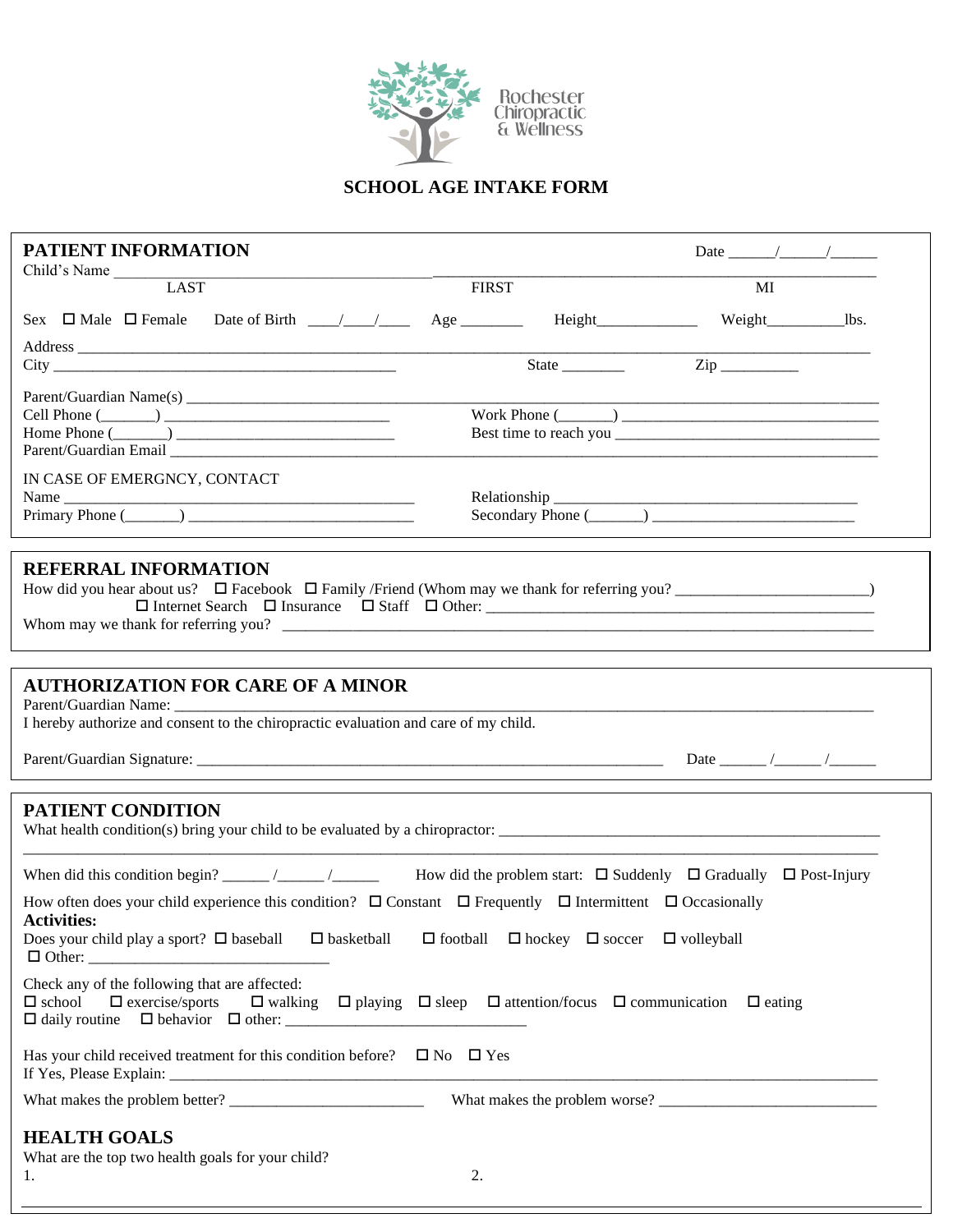Rochester Chiropractic & Wellness

# SCHOOL AGE INTAKE FORM

## PATIENT INFORMATION

Date ______/______/______

Child's Name ________________________________________________________________________________

LAST FIRST MI

Sex ☐ Male ☐ Female Date of Birth ____/____/____ Age ________ Height_____________ Weight_________lbs.

Address ________________________________________________________________________________

City _______________________________________________ State ________ Zip __________

Parent/Guardian Name(s) ________________________________________________________________________

Cell Phone (_______) _____________________________ Work Phone (_______) _________________________________

Home Phone (_______) _____________________________ Best time to reach you _________________________________

Parent/Guardian Email __________________________________________________________________________

IN CASE OF EMERGNCY, CONTACT

Name _______________________________________________ Relationship ________________________________________

Primary Phone (_______) _____________________________ Secondary Phone (_______) __________________________

## REFERRAL INFORMATION

How did you hear about us? ☐ Facebook ☐ Family /Friend (Whom may we thank for referring you? ________________________)

☐ Internet Search ☐ Insurance ☐ Staff ☐ Other: ___________________________________________________

Whom may we thank for referring you? ______________________________________________________________________

## AUTHORIZATION FOR CARE OF A MINOR

Parent/Guardian Name: ________________________________________________________________________________

I hereby authorize and consent to the chiropractic evaluation and care of my child.

Parent/Guardian Signature: _____________________________________________________________ Date ______ /______ /______

## PATIENT CONDITION

What health condition(s) bring your child to be evaluated by a chiropractor: _______________________________________________

________________________________________________________________________________________________

When did this condition begin? ______ /______ /______ How did the problem start: ☐ Suddenly ☐ Gradually ☐ Post-Injury

How often does your child experience this condition? ☐ Constant ☐ Frequently ☐ Intermittent ☐ Occasionally

**Activities:**

Does your child play a sport? ☐ baseball ☐ basketball ☐ football ☐ hockey ☐ soccer ☐ volleyball

☐ Other: ______________________________

Check any of the following that are affected:

☐ school ☐ exercise/sports ☐ walking ☐ playing ☐ sleep ☐ attention/focus ☐ communication ☐ eating

☐ daily routine ☐ behavior ☐ other: ______________________________

Has your child received treatment for this condition before? ☐ No ☐ Yes

If Yes, Please Explain: ________________________________________________________________________________

What makes the problem better? ________________________ What makes the problem worse? ___________________________

## HEALTH GOALS

What are the top two health goals for your child?

1. 2.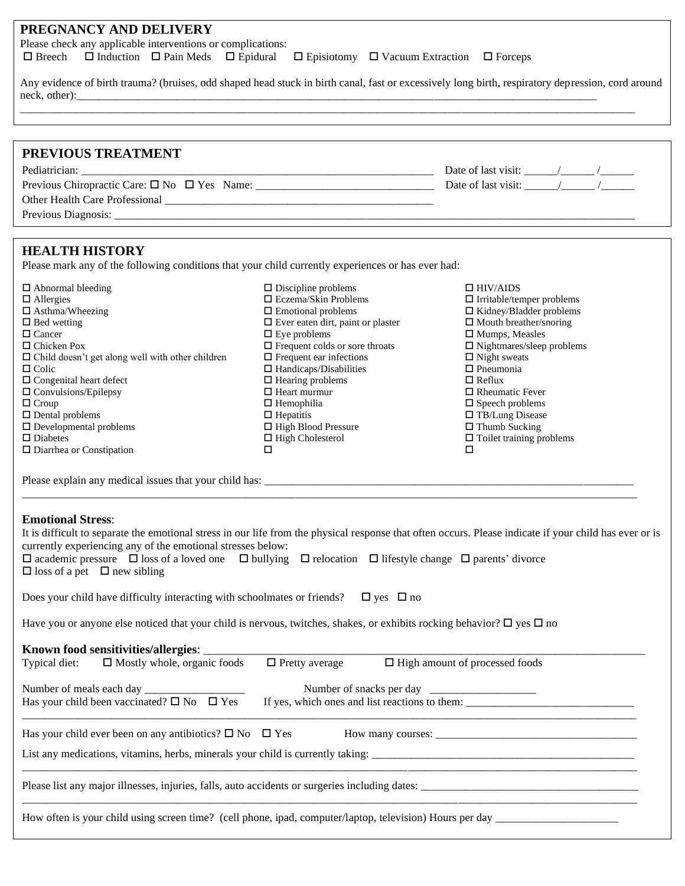## PREGNANCY AND DELIVERY

Please check any applicable interventions or complications:

☐ Breech ☐ Induction ☐ Pain Meds ☐ Epidural ☐ Episiotomy ☐ Vacuum Extraction ☐ Forceps

Any evidence of birth trauma? (bruises, odd shaped head stuck in birth canal, fast or excessively long birth, respiratory depression, cord around neck, other):____________________________________________________________________________________________

____________________________________________________________________________________________

## PREVIOUS TREATMENT

Pediatrician: ____________________________________________________________ Date of last visit: ______/______ /______

Previous Chiropractic Care: ☐ No ☐ Yes Name: _______________________________ Date of last visit: ______/______ /______

Other Health Care Professional _______________________________________________

Previous Diagnosis: ____________________________________________________________________________________________

## HEALTH HISTORY

Please mark any of the following conditions that your child currently experiences or has ever had:

- ☐ Abnormal bleeding
- ☐ Allergies
- ☐ Asthma/Wheezing
- ☐ Bed wetting
- ☐ Cancer
- ☐ Chicken Pox
- ☐ Child doesn't get along well with other children
- ☐ Colic
- ☐ Congenital heart defect
- ☐ Convulsions/Epilepsy
- ☐ Croup
- ☐ Dental problems
- ☐ Developmental problems
- ☐ Diabetes
- ☐ Diarrhea or Constipation
- ☐ Discipline problems
- ☐ Eczema/Skin Problems
- ☐ Emotional problems
- ☐ Ever eaten dirt, paint or plaster
- ☐ Eye problems
- ☐ Frequent colds or sore throats
- ☐ Frequent ear infections
- ☐ Handicaps/Disabilities
- ☐ Hearing problems
- ☐ Heart murmur
- ☐ Hemophilia
- ☐ Hepatitis
- ☐ High Blood Pressure
- ☐ High Cholesterol
- ☐
- ☐ HIV/AIDS
- ☐ Irritable/temper problems
- ☐ Kidney/Bladder problems
- ☐ Mouth breather/snoring
- ☐ Mumps, Measles
- ☐ Nightmares/sleep problems
- ☐ Night sweats
- ☐ Pneumonia
- ☐ Reflux
- ☐ Rheumatic Fever
- ☐ Speech problems
- ☐ TB/Lung Disease
- ☐ Thumb Sucking
- ☐ Toilet training problems
- ☐

Please explain any medical issues that your child has: ____________________________________________________________

____________________________________________________________________________________________

**Emotional Stress**:

It is difficult to separate the emotional stress in our life from the physical response that often occurs. Please indicate if your child has ever or is currently experiencing any of the emotional stresses below:

☐ academic pressure ☐ loss of a loved one ☐ bullying ☐ relocation ☐ lifestyle change ☐ parents' divorce ☐ loss of a pet ☐ new sibling

Does your child have difficulty interacting with schoolmates or friends? ☐ yes ☐ no

Have you or anyone else noticed that your child is nervous, twitches, shakes, or exhibits rocking behavior? ☐ yes ☐ no

**Known food sensitivities/allergies**: ____________________________________________________________________________

Typical diet: ☐ Mostly whole, organic foods ☐ Pretty average ☐ High amount of processed foods

Number of meals each day _________________ Number of snacks per day __________________

Has your child been vaccinated? ☐ No ☐ Yes If yes, which ones and list reactions to them: _____________________________

____________________________________________________________________________________________

Has your child ever been on any antibiotics? ☐ No ☐ Yes How many courses: ___________________________________

List any medications, vitamins, herbs, minerals your child is currently taking: _______________________________________________

____________________________________________________________________________________________

Please list any major illnesses, injuries, falls, auto accidents or surgeries including dates: ______________________________________

____________________________________________________________________________________________

How often is your child using screen time? (cell phone, ipad, computer/laptop, television) Hours per day _____________________